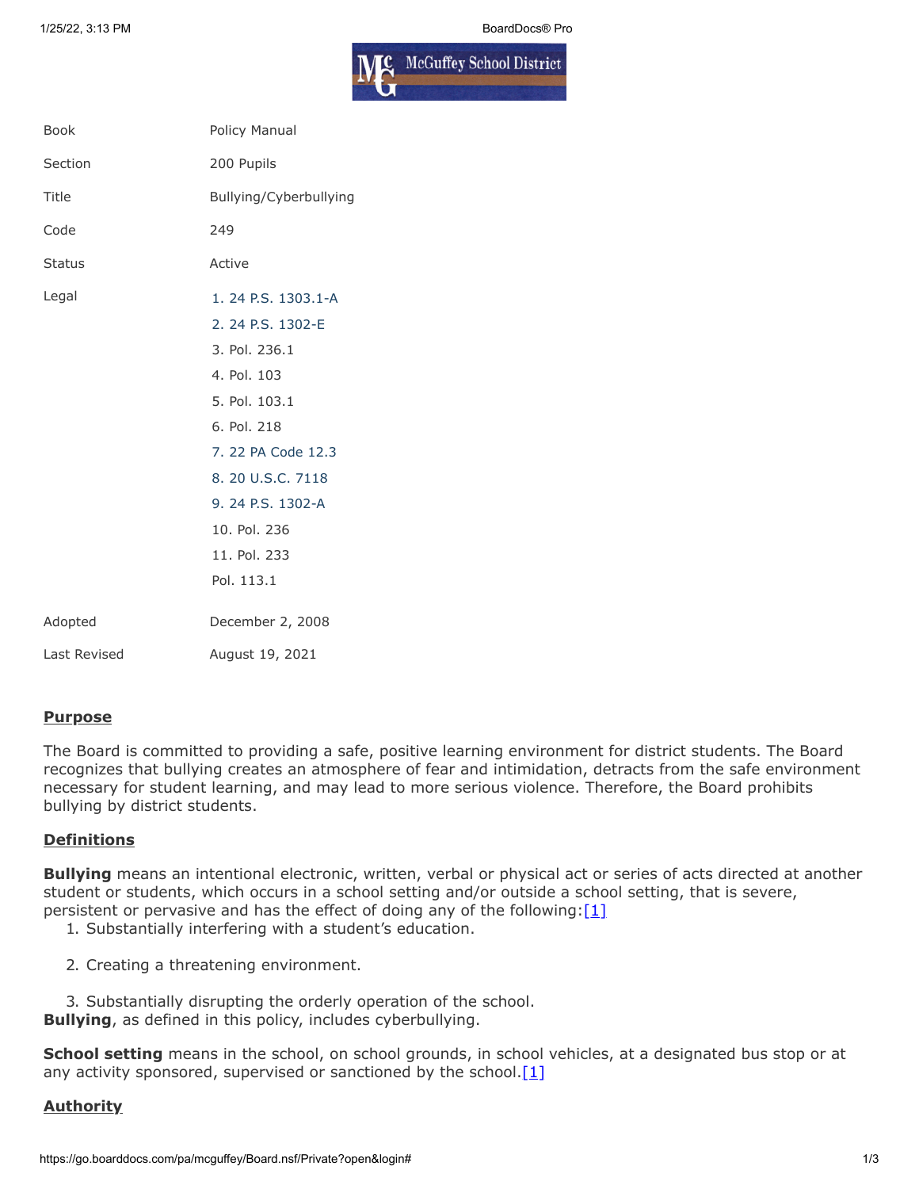| | |
|---|---|
| Book | Policy Manual |
| Section | 200 Pupils |
| Title | Bullying/Cyberbullying |
| Code | 249 |
| Status | Active |
| Legal | 1. 24 P.S. 1303.1-A<br>2. 24 P.S. 1302-E<br>3. Pol. 236.1<br>4. Pol. 103<br>5. Pol. 103.1<br>6. Pol. 218<br>7. 22 PA Code 12.3<br>8. 20 U.S.C. 7118<br>9. 24 P.S. 1302-A<br>10. Pol. 236<br>11. Pol. 233<br>Pol. 113.1 |
| Adopted | December 2, 2008 |
| Last Revised | August 19, 2021 |

## Purpose

The Board is committed to providing a safe, positive learning environment for district students. The Board recognizes that bullying creates an atmosphere of fear and intimidation, detracts from the safe environment necessary for student learning, and may lead to more serious violence. Therefore, the Board prohibits bullying by district students.

## Definitions

**Bullying** means an intentional electronic, written, verbal or physical act or series of acts directed at another student or students, which occurs in a school setting and/or outside a school setting, that is severe, persistent or pervasive and has the effect of doing any of the following:[1]

1. Substantially interfering with a student's education.
2. Creating a threatening environment.
3. Substantially disrupting the orderly operation of the school.

**Bullying**, as defined in this policy, includes cyberbullying.

**School setting** means in the school, on school grounds, in school vehicles, at a designated bus stop or at any activity sponsored, supervised or sanctioned by the school.[1]

## Authority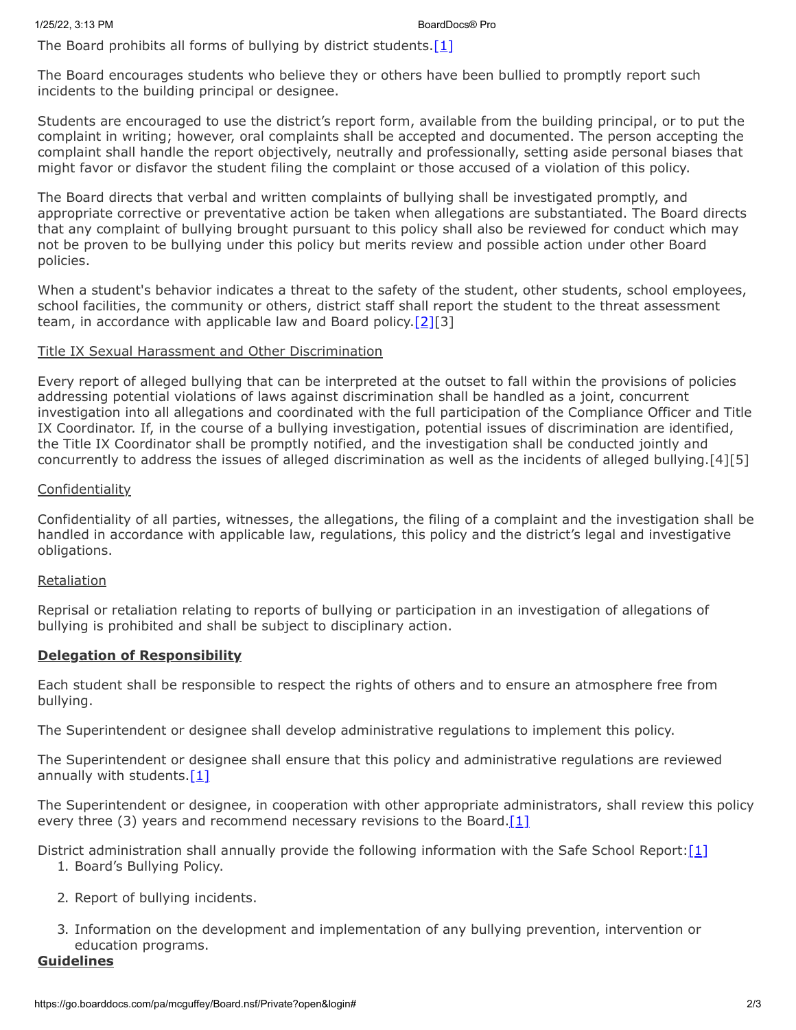The Board prohibits all forms of bullying by district students.[1]

The Board encourages students who believe they or others have been bullied to promptly report such incidents to the building principal or designee.

Students are encouraged to use the district's report form, available from the building principal, or to put the complaint in writing; however, oral complaints shall be accepted and documented. The person accepting the complaint shall handle the report objectively, neutrally and professionally, setting aside personal biases that might favor or disfavor the student filing the complaint or those accused of a violation of this policy.

The Board directs that verbal and written complaints of bullying shall be investigated promptly, and appropriate corrective or preventative action be taken when allegations are substantiated. The Board directs that any complaint of bullying brought pursuant to this policy shall also be reviewed for conduct which may not be proven to be bullying under this policy but merits review and possible action under other Board policies.

When a student's behavior indicates a threat to the safety of the student, other students, school employees, school facilities, the community or others, district staff shall report the student to the threat assessment team, in accordance with applicable law and Board policy.[2][3]

Title IX Sexual Harassment and Other Discrimination

Every report of alleged bullying that can be interpreted at the outset to fall within the provisions of policies addressing potential violations of laws against discrimination shall be handled as a joint, concurrent investigation into all allegations and coordinated with the full participation of the Compliance Officer and Title IX Coordinator. If, in the course of a bullying investigation, potential issues of discrimination are identified, the Title IX Coordinator shall be promptly notified, and the investigation shall be conducted jointly and concurrently to address the issues of alleged discrimination as well as the incidents of alleged bullying.[4][5]

Confidentiality

Confidentiality of all parties, witnesses, the allegations, the filing of a complaint and the investigation shall be handled in accordance with applicable law, regulations, this policy and the district's legal and investigative obligations.

Retaliation

Reprisal or retaliation relating to reports of bullying or participation in an investigation of allegations of bullying is prohibited and shall be subject to disciplinary action.

**Delegation of Responsibility**

Each student shall be responsible to respect the rights of others and to ensure an atmosphere free from bullying.

The Superintendent or designee shall develop administrative regulations to implement this policy.

The Superintendent or designee shall ensure that this policy and administrative regulations are reviewed annually with students.[1]

The Superintendent or designee, in cooperation with other appropriate administrators, shall review this policy every three (3) years and recommend necessary revisions to the Board.[1]

District administration shall annually provide the following information with the Safe School Report:[1]

1. Board's Bullying Policy.
2. Report of bullying incidents.
3. Information on the development and implementation of any bullying prevention, intervention or education programs.

**Guidelines**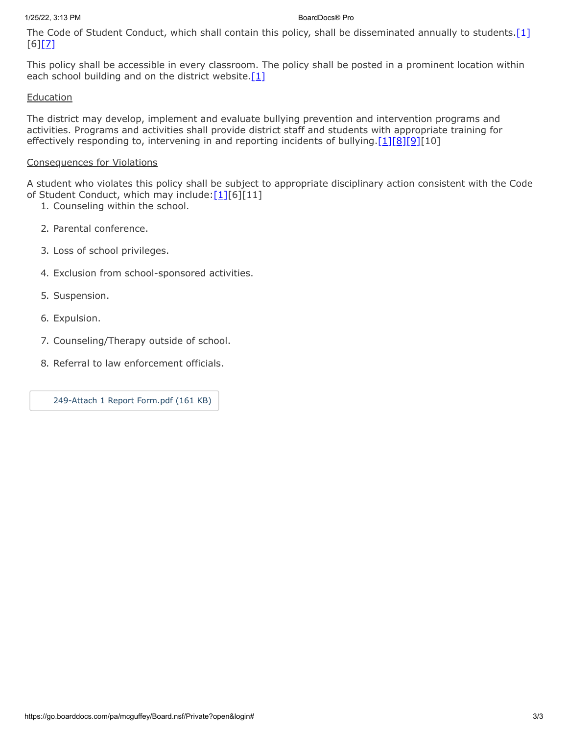The Code of Student Conduct, which shall contain this policy, shall be disseminated annually to students.[1][6][7]

This policy shall be accessible in every classroom. The policy shall be posted in a prominent location within each school building and on the district website.[1]

Education

The district may develop, implement and evaluate bullying prevention and intervention programs and activities. Programs and activities shall provide district staff and students with appropriate training for effectively responding to, intervening in and reporting incidents of bullying.[1][8][9][10]

Consequences for Violations

A student who violates this policy shall be subject to appropriate disciplinary action consistent with the Code of Student Conduct, which may include:[1][6][11]

1. Counseling within the school.
2. Parental conference.
3. Loss of school privileges.
4. Exclusion from school-sponsored activities.
5. Suspension.
6. Expulsion.
7. Counseling/Therapy outside of school.
8. Referral to law enforcement officials.

249-Attach 1 Report Form.pdf (161 KB)